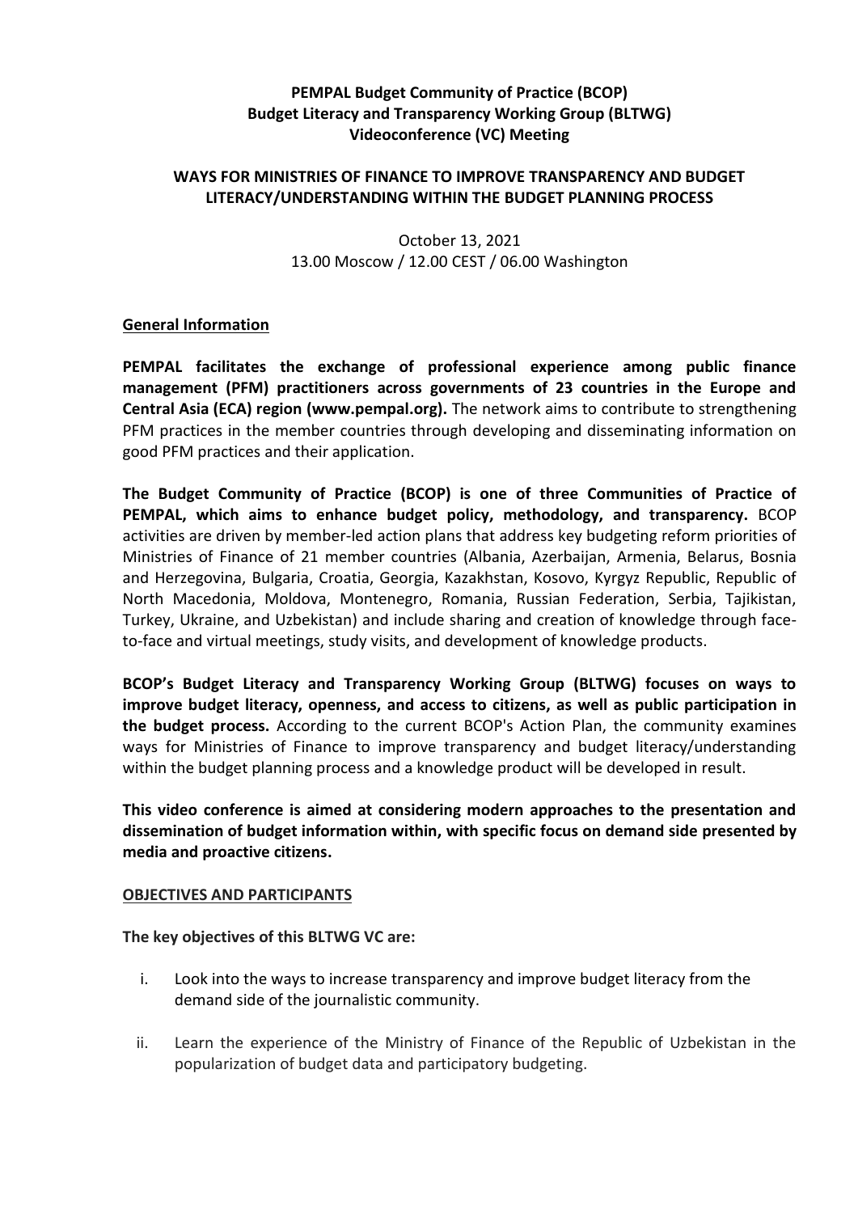**PEMPAL Budget Community of Practice (BCOP)**
**Budget Literacy and Transparency Working Group (BLTWG)**
**Videoconference (VC) Meeting**

**WAYS FOR MINISTRIES OF FINANCE TO IMPROVE TRANSPARENCY AND BUDGET LITERACY/UNDERSTANDING WITHIN THE BUDGET PLANNING PROCESS**

October 13, 2021
13.00 Moscow / 12.00 CEST / 06.00 Washington

## General Information

**PEMPAL facilitates the exchange of professional experience among public finance management (PFM) practitioners across governments of 23 countries in the Europe and Central Asia (ECA) region (www.pempal.org).** The network aims to contribute to strengthening PFM practices in the member countries through developing and disseminating information on good PFM practices and their application.

**The Budget Community of Practice (BCOP) is one of three Communities of Practice of PEMPAL, which aims to enhance budget policy, methodology, and transparency.** BCOP activities are driven by member-led action plans that address key budgeting reform priorities of Ministries of Finance of 21 member countries (Albania, Azerbaijan, Armenia, Belarus, Bosnia and Herzegovina, Bulgaria, Croatia, Georgia, Kazakhstan, Kosovo, Kyrgyz Republic, Republic of North Macedonia, Moldova, Montenegro, Romania, Russian Federation, Serbia, Tajikistan, Turkey, Ukraine, and Uzbekistan) and include sharing and creation of knowledge through face-to-face and virtual meetings, study visits, and development of knowledge products.

**BCOP's Budget Literacy and Transparency Working Group (BLTWG) focuses on ways to improve budget literacy, openness, and access to citizens, as well as public participation in the budget process.** According to the current BCOP's Action Plan, the community examines ways for Ministries of Finance to improve transparency and budget literacy/understanding within the budget planning process and a knowledge product will be developed in result.

**This video conference is aimed at considering modern approaches to the presentation and dissemination of budget information within, with specific focus on demand side presented by media and proactive citizens.**

## OBJECTIVES AND PARTICIPANTS

**The key objectives of this BLTWG VC are:**

i. Look into the ways to increase transparency and improve budget literacy from the demand side of the journalistic community.

ii. Learn the experience of the Ministry of Finance of the Republic of Uzbekistan in the popularization of budget data and participatory budgeting.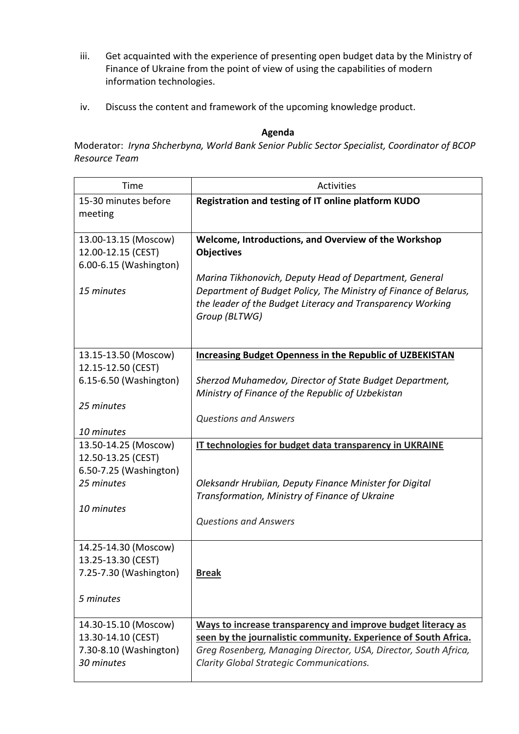iii. Get acquainted with the experience of presenting open budget data by the Ministry of Finance of Ukraine from the point of view of using the capabilities of modern information technologies.

iv. Discuss the content and framework of the upcoming knowledge product.

**Agenda**

Moderator: *Iryna Shcherbyna, World Bank Senior Public Sector Specialist, Coordinator of BCOP Resource Team*

| Time | Activities |
|---|---|
| 15-30 minutes before meeting | **Registration and testing of IT online platform KUDO** |
| 13.00-13.15 (Moscow)<br>12.00-12.15 (CEST)<br>6.00-6.15 (Washington)<br><br>*15 minutes* | **Welcome, Introductions, and Overview of the Workshop Objectives**<br><br>*Marina Tikhonovich, Deputy Head of Department, General Department of Budget Policy, The Ministry of Finance of Belarus, the leader of the Budget Literacy and Transparency Working Group (BLTWG)* |
| 13.15-13.50 (Moscow)<br>12.15-12.50 (CEST)<br>6.15-6.50 (Washington)<br><br>*25 minutes*<br><br>*10 minutes* | <u>**Increasing Budget Openness in the Republic of UZBEKISTAN**</u><br><br>*Sherzod Muhamedov, Director of State Budget Department, Ministry of Finance of the Republic of Uzbekistan*<br><br>*Questions and Answers* |
| 13.50-14.25 (Moscow)<br>12.50-13.25 (CEST)<br>6.50-7.25 (Washington)<br>*25 minutes*<br><br>*10 minutes* | <u>**IT technologies for budget data transparency in UKRAINE**</u><br><br>*Oleksandr Hrubiian, Deputy Finance Minister for Digital Transformation, Ministry of Finance of Ukraine*<br><br>*Questions and Answers* |
| 14.25-14.30 (Moscow)<br>13.25-13.30 (CEST)<br>7.25-7.30 (Washington)<br><br>*5 minutes* | <u>**Break**</u> |
| 14.30-15.10 (Moscow)<br>13.30-14.10 (CEST)<br>7.30-8.10 (Washington)<br>*30 minutes* | <u>**Ways to increase transparency and improve budget literacy as seen by the journalistic community. Experience of South Africa.**</u><br>*Greg Rosenberg, Managing Director, USA, Director, South Africa, Clarity Global Strategic Communications.* |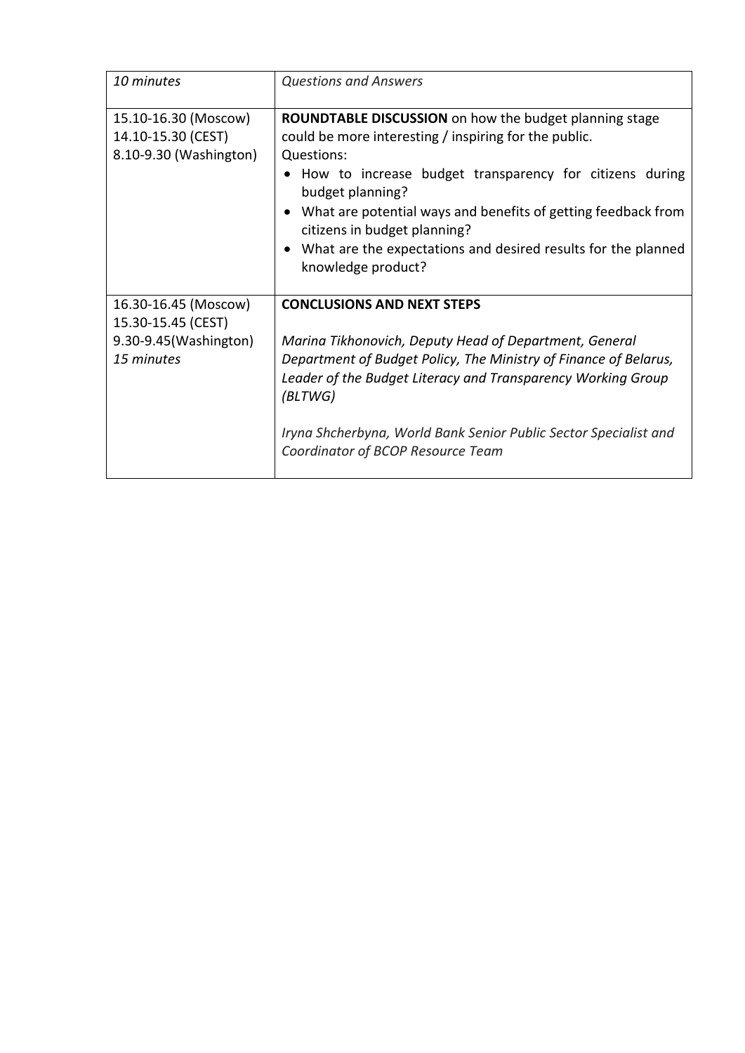| | |
|---|---|
| *10 minutes* | *Questions and Answers* |
| 15.10-16.30 (Moscow)<br>14.10-15.30 (CEST)<br>8.10-9.30 (Washington) | **ROUNDTABLE DISCUSSION** on how the budget planning stage could be more interesting / inspiring for the public.<br>Questions:<br>• How to increase budget transparency for citizens during budget planning?<br>• What are potential ways and benefits of getting feedback from citizens in budget planning?<br>• What are the expectations and desired results for the planned knowledge product? |
| 16.30-16.45 (Moscow)<br>15.30-15.45 (CEST)<br>9.30-9.45(Washington)<br>*15 minutes* | **CONCLUSIONS AND NEXT STEPS**<br><br>*Marina Tikhonovich, Deputy Head of Department, General Department of Budget Policy, The Ministry of Finance of Belarus, Leader of the Budget Literacy and Transparency Working Group (BLTWG)*<br><br>*Iryna Shcherbyna, World Bank Senior Public Sector Specialist and Coordinator of BCOP Resource Team* |